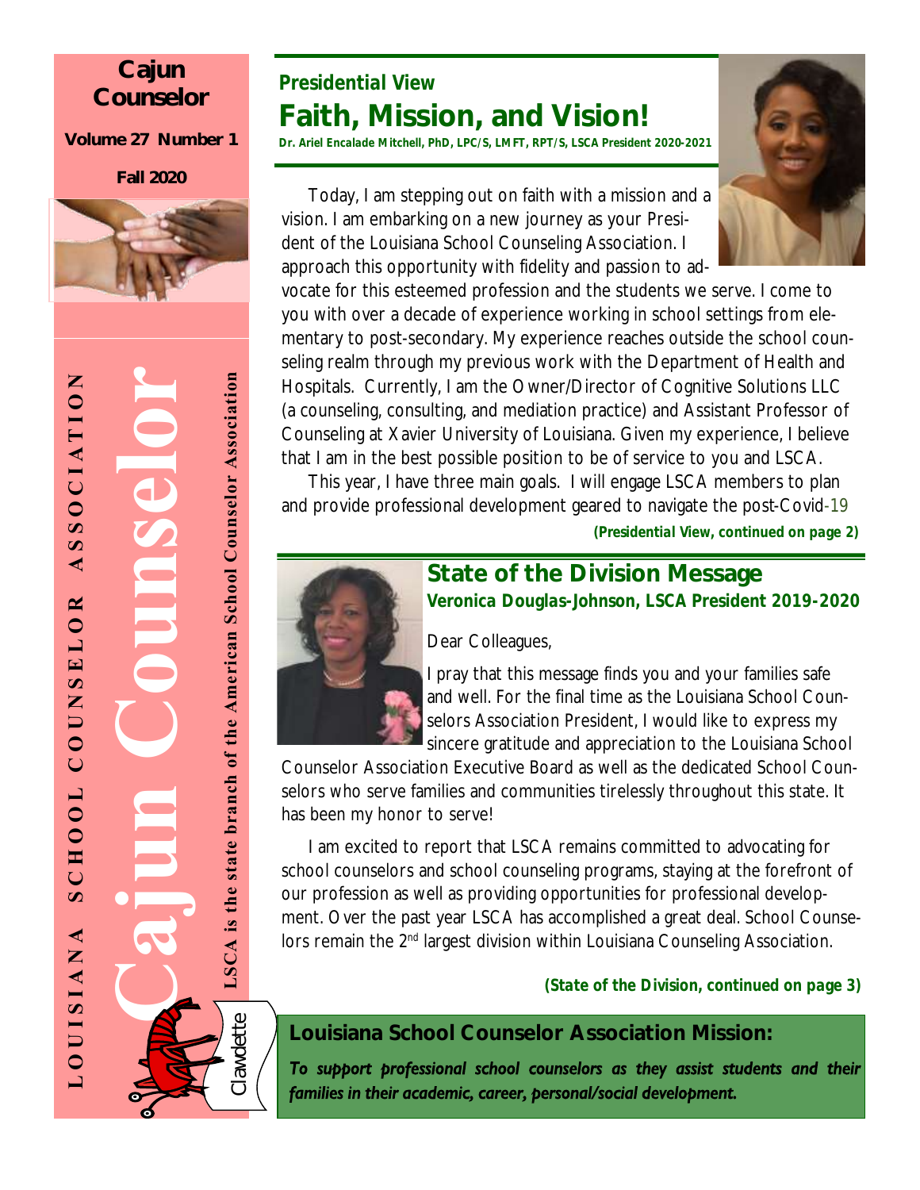# Cajun Counselor

**Volume 27 Number 1**

**Fall 2020**

LOUISIANA SCHOOL COUNSELOR ASSOCIATION

Cajun Counselor

LSCA is the state branch of the American School Counselor Association

Clawdette

## Presidential View

# Faith, Mission, and Vision!

**Dr. Ariel Encalade Mitchell, PhD, LPC/S, LMFT, RPT/S, LSCA President 2020-2021**

Today, I am stepping out on faith with a mission and a vision. I am embarking on a new journey as your President of the Louisiana School Counseling Association. I approach this opportunity with fidelity and passion to advocate for this esteemed profession and the students we serve. I come to you with over a decade of experience working in school settings from elementary to post-secondary. My experience reaches outside the school counseling realm through my previous work with the Department of Health and Hospitals. Currently, I am the Owner/Director of Cognitive Solutions LLC (a counseling, consulting, and mediation practice) and Assistant Professor of Counseling at Xavier University of Louisiana. Given my experience, I believe that I am in the best possible position to be of service to you and LSCA.

This year, I have three main goals. I will engage LSCA members to plan and provide professional development geared to navigate the post-Covid-19

***(Presidential View, continued on page 2)***

## State of the Division Message

**Veronica Douglas-Johnson, LSCA President 2019-2020**

Dear Colleagues,

I pray that this message finds you and your families safe and well. For the final time as the Louisiana School Counselors Association President, I would like to express my sincere gratitude and appreciation to the Louisiana School Counselor Association Executive Board as well as the dedicated School Counselors who serve families and communities tirelessly throughout this state. It has been my honor to serve!

I am excited to report that LSCA remains committed to advocating for school counselors and school counseling programs, staying at the forefront of our profession as well as providing opportunities for professional development. Over the past year LSCA has accomplished a great deal. School Counselors remain the 2nd largest division within Louisiana Counseling Association.

***(State of the Division, continued on page 3)***

## Louisiana School Counselor Association Mission:

***To support professional school counselors as they assist students and their families in their academic, career, personal/social development.***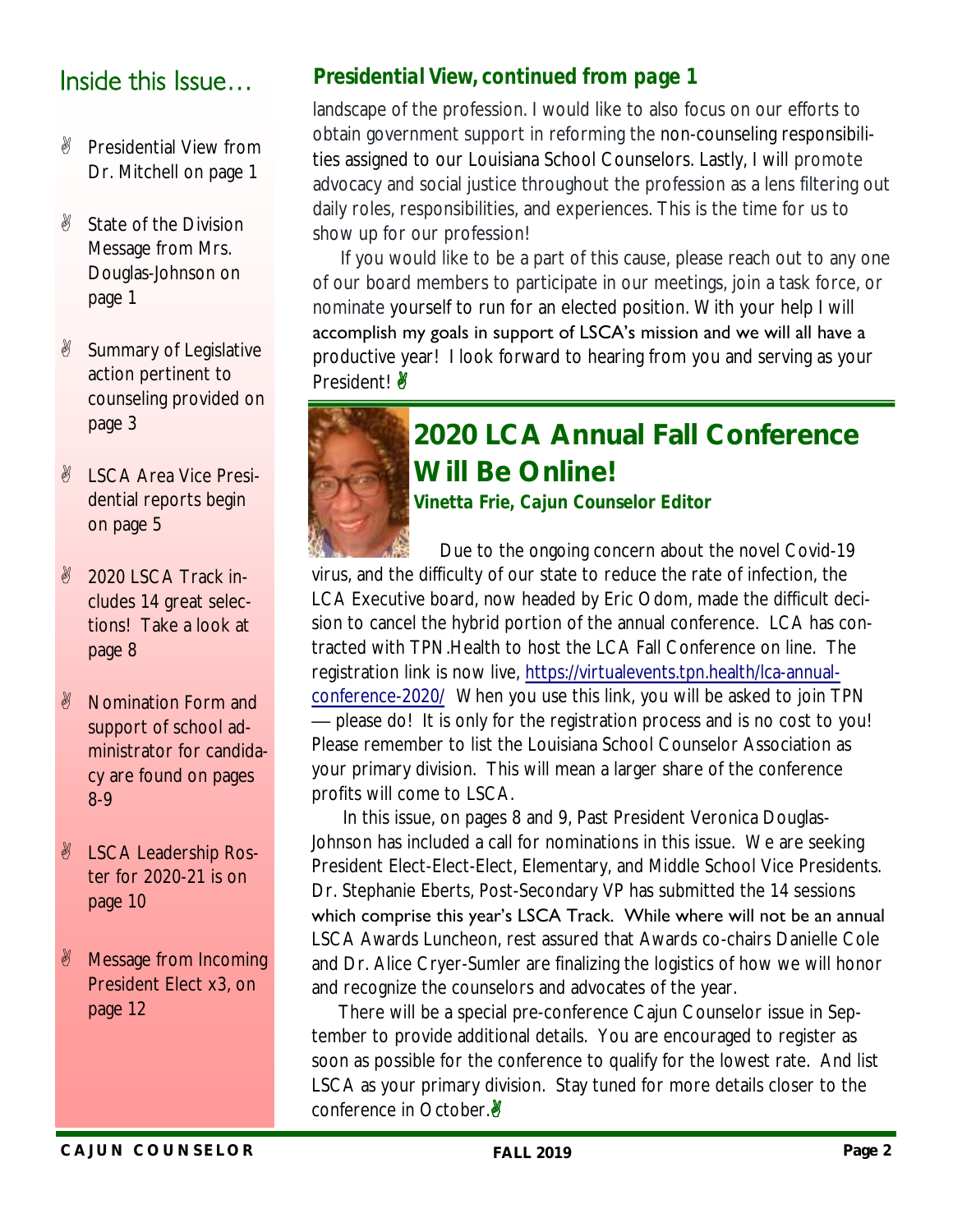## Inside this Issue…

- Presidential View from Dr. Mitchell on page 1
- State of the Division Message from Mrs. Douglas-Johnson on page 1
- Summary of Legislative action pertinent to counseling provided on page 3
- LSCA Area Vice Presidential reports begin on page 5
- 2020 LSCA Track includes 14 great selections! Take a look at page 8
- Nomination Form and support of school administrator for candidacy are found on pages 8-9
- LSCA Leadership Roster for 2020-21 is on page 10
- Message from Incoming President Elect x3, on page 12

### *Presidential View, continued from page 1*

landscape of the profession. I would like to also focus on our efforts to obtain government support in reforming the non-counseling responsibilities assigned to our Louisiana School Counselors. Lastly, I will promote advocacy and social justice throughout the profession as a lens filtering out daily roles, responsibilities, and experiences. This is the time for us to show up for our profession!

If you would like to be a part of this cause, please reach out to any one of our board members to participate in our meetings, join a task force, or nominate yourself to run for an elected position. With your help I will accomplish my goals in support of LSCA's mission and we will all have a productive year! I look forward to hearing from you and serving as your President!

## 2020 LCA Annual Fall Conference Will Be Online!

**Vinetta Frie, Cajun Counselor Editor**

Due to the ongoing concern about the novel Covid-19 virus, and the difficulty of our state to reduce the rate of infection, the LCA Executive board, now headed by Eric Odom, made the difficult decision to cancel the hybrid portion of the annual conference. LCA has contracted with TPN.Health to host the LCA Fall Conference on line. The registration link is now live, https://virtualevents.tpn.health/lca-annual-conference-2020/ When you use this link, you will be asked to join TPN — please do! It is only for the registration process and is no cost to you! Please remember to list the Louisiana School Counselor Association as your primary division. This will mean a larger share of the conference profits will come to LSCA.

In this issue, on pages 8 and 9, Past President Veronica Douglas-Johnson has included a call for nominations in this issue. We are seeking President Elect-Elect-Elect, Elementary, and Middle School Vice Presidents. Dr. Stephanie Eberts, Post-Secondary VP has submitted the 14 sessions which comprise this year's LSCA Track. While where will not be an annual LSCA Awards Luncheon, rest assured that Awards co-chairs Danielle Cole and Dr. Alice Cryer-Sumler are finalizing the logistics of how we will honor and recognize the counselors and advocates of the year.

There will be a special pre-conference Cajun Counselor issue in September to provide additional details. You are encouraged to register as soon as possible for the conference to qualify for the lowest rate. And list LSCA as your primary division. Stay tuned for more details closer to the conference in October.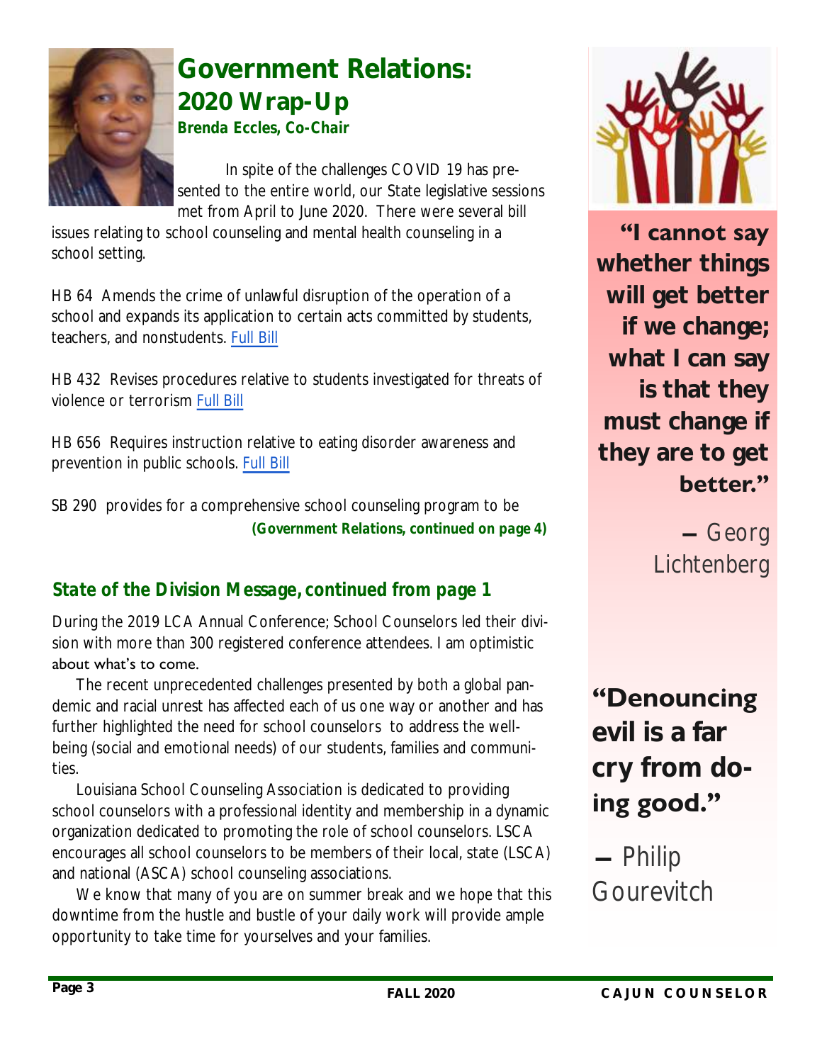## Government Relations: 2020 Wrap-Up

**Brenda Eccles, Co-Chair**

In spite of the challenges COVID 19 has presented to the entire world, our State legislative sessions met from April to June 2020. There were several bill issues relating to school counseling and mental health counseling in a school setting.

HB 64 Amends the crime of unlawful disruption of the operation of a school and expands its application to certain acts committed by students, teachers, and nonstudents. Full Bill

HB 432 Revises procedures relative to students investigated for threats of violence or terrorism Full Bill

HB 656 Requires instruction relative to eating disorder awareness and prevention in public schools. Full Bill

SB 290 provides for a comprehensive school counseling program to be

***(Government Relations, continued on page 4)***

### *State of the Division Message, continued from page 1*

During the 2019 LCA Annual Conference; School Counselors led their division with more than 300 registered conference attendees. I am optimistic about what's to come.

The recent unprecedented challenges presented by both a global pandemic and racial unrest has affected each of us one way or another and has further highlighted the need for school counselors to address the well-being (social and emotional needs) of our students, families and communities.

Louisiana School Counseling Association is dedicated to providing school counselors with a professional identity and membership in a dynamic organization dedicated to promoting the role of school counselors. LSCA encourages all school counselors to be members of their local, state (LSCA) and national (ASCA) school counseling associations.

We know that many of you are on summer break and we hope that this downtime from the hustle and bustle of your daily work will provide ample opportunity to take time for yourselves and your families.

**"I cannot say whether things will get better if we change; what I can say is that they must change if they are to get better."**

— Georg Lichtenberg

**"Denouncing evil is a far cry from doing good."**

— Philip Gourevitch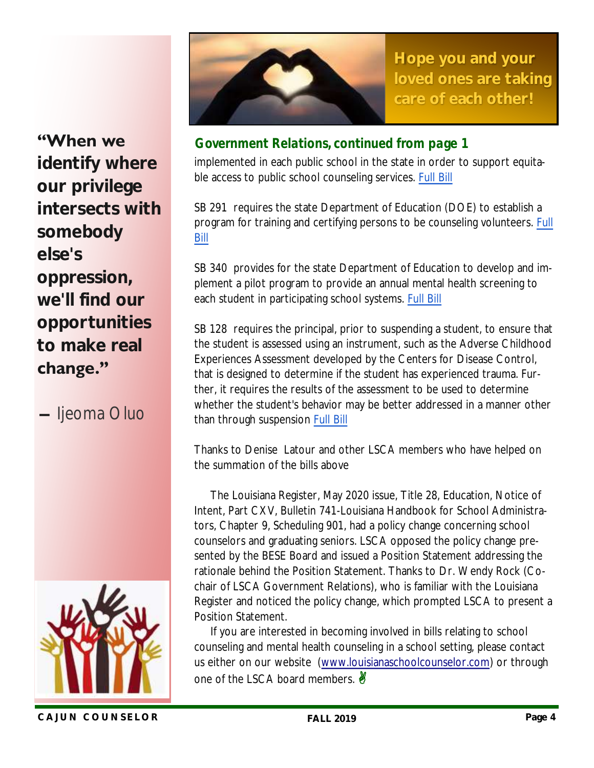**Hope you and your loved ones are taking care of each other!**

**"When we identify where our privilege intersects with somebody else's oppression, we'll find our opportunities to make real change."**

— Ijeoma Oluo

## Government Relations, continued from page 1

implemented in each public school in the state in order to support equitable access to public school counseling services. Full Bill

SB 291 requires the state Department of Education (DOE) to establish a program for training and certifying persons to be counseling volunteers. Full Bill

SB 340 provides for the state Department of Education to develop and implement a pilot program to provide an annual mental health screening to each student in participating school systems. Full Bill

SB 128 requires the principal, prior to suspending a student, to ensure that the student is assessed using an instrument, such as the Adverse Childhood Experiences Assessment developed by the Centers for Disease Control, that is designed to determine if the student has experienced trauma. Further, it requires the results of the assessment to be used to determine whether the student's behavior may be better addressed in a manner other than through suspension Full Bill

Thanks to Denise Latour and other LSCA members who have helped on the summation of the bills above

The Louisiana Register, May 2020 issue, Title 28, Education, Notice of Intent, Part CXV, Bulletin 741-Louisiana Handbook for School Administrators, Chapter 9, Scheduling 901, had a policy change concerning school counselors and graduating seniors. LSCA opposed the policy change presented by the BESE Board and issued a Position Statement addressing the rationale behind the Position Statement. Thanks to Dr. Wendy Rock (Co-chair of LSCA Government Relations), who is familiar with the Louisiana Register and noticed the policy change, which prompted LSCA to present a Position Statement.

If you are interested in becoming involved in bills relating to school counseling and mental health counseling in a school setting, please contact us either on our website (www.louisianaschoolcounselor.com) or through one of the LSCA board members. ✌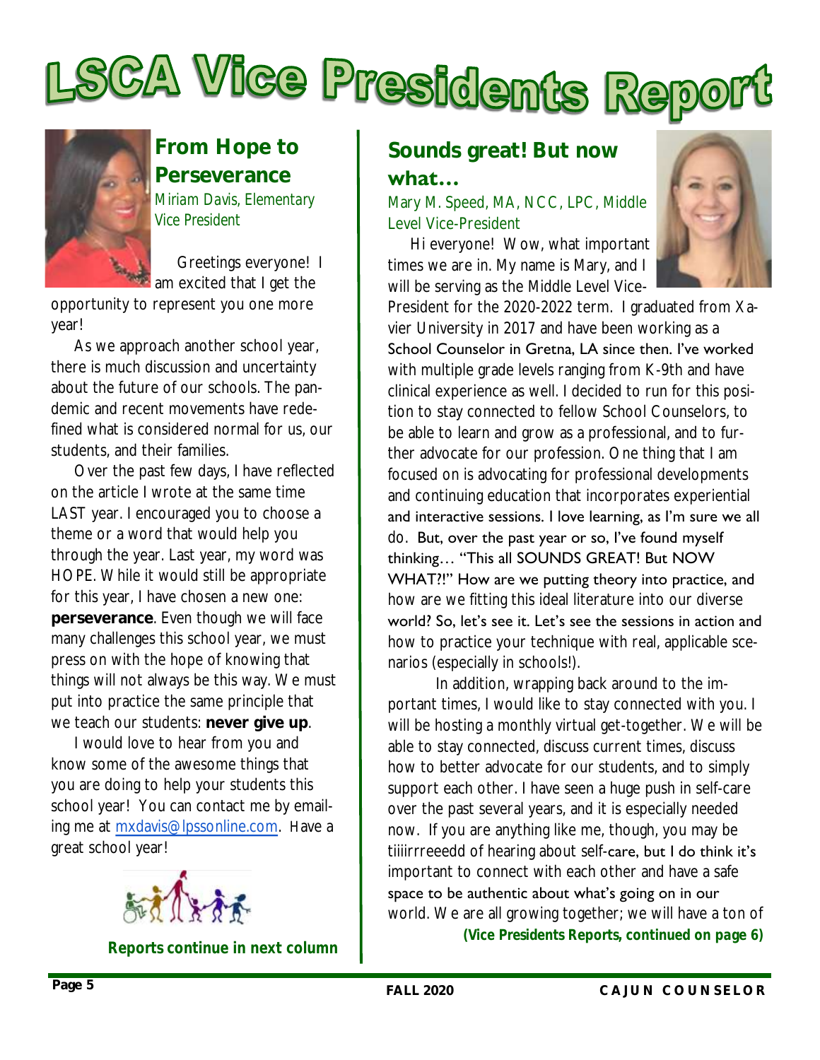# LSCA Vice Presidents Report

## From Hope to Perseverance

*Miriam Davis, Elementary Vice President*

Greetings everyone! I am excited that I get the opportunity to represent you one more year!

As we approach another school year, there is much discussion and uncertainty about the future of our schools. The pandemic and recent movements have redefined what is considered normal for us, our students, and their families.

Over the past few days, I have reflected on the article I wrote at the same time LAST year. I encouraged you to choose a theme or a word that would help you through the year. Last year, my word was HOPE. While it would still be appropriate for this year, I have chosen a new one: **perseverance**. Even though we will face many challenges this school year, we must press on with the hope of knowing that things will not always be this way. We must put into practice the same principle that we teach our students: **never give up**.

I would love to hear from you and know some of the awesome things that you are doing to help your students this school year! You can contact me by emailing me at mxdavis@lpssonline.com. Have a great school year!

**Reports continue in next column**

## Sounds great! But now what…

*Mary M. Speed, MA, NCC, LPC, Middle Level Vice-President*

Hi everyone! Wow, what important times we are in. My name is Mary, and I will be serving as the Middle Level Vice-President for the 2020-2022 term. I graduated from Xavier University in 2017 and have been working as a School Counselor in Gretna, LA since then. I've worked with multiple grade levels ranging from K-9th and have clinical experience as well. I decided to run for this position to stay connected to fellow School Counselors, to be able to learn and grow as a professional, and to further advocate for our profession. One thing that I am focused on is advocating for professional developments and continuing education that incorporates experiential and interactive sessions. I love learning, as I'm sure we all do. But, over the past year or so, I've found myself thinking… "This all SOUNDS GREAT! But NOW WHAT?!" How are we putting theory into practice, and how are we fitting this ideal literature into our diverse world? So, let's see it. Let's see the sessions in action and how to practice your technique with real, applicable scenarios (especially in schools!).

In addition, wrapping back around to the important times, I would like to stay connected with you. I will be hosting a monthly virtual get-together. We will be able to stay connected, discuss current times, discuss how to better advocate for our students, and to simply support each other. I have seen a huge push in self-care over the past several years, and it is especially needed now. If you are anything like me, though, you may be tiiiirrreeedd of hearing about self-care, but I do think it's important to connect with each other and have a safe space to be authentic about what's going on in our world. We are all growing together; we will have a ton of

**(Vice Presidents Reports, continued on page 6)**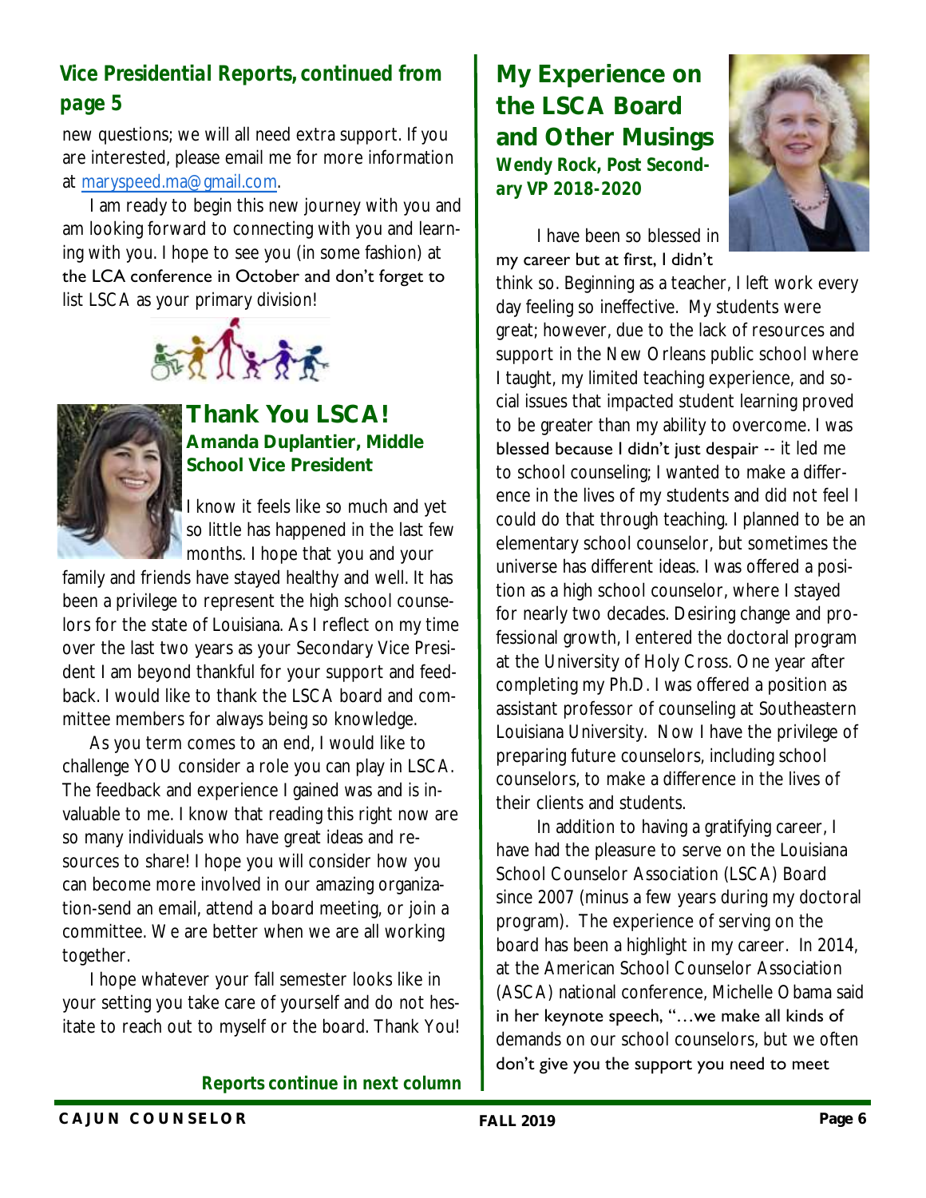## Vice Presidential Reports, continued from page 5

new questions; we will all need extra support. If you are interested, please email me for more information at maryspeed.ma@gmail.com.

I am ready to begin this new journey with you and am looking forward to connecting with you and learning with you. I hope to see you (in some fashion) at the LCA conference in October and don't forget to list LSCA as your primary division!

## Thank You LSCA!

**Amanda Duplantier, Middle School Vice President**

I know it feels like so much and yet so little has happened in the last few months. I hope that you and your family and friends have stayed healthy and well. It has been a privilege to represent the high school counselors for the state of Louisiana. As I reflect on my time over the last two years as your Secondary Vice President I am beyond thankful for your support and feedback. I would like to thank the LSCA board and committee members for always being so knowledge.

As you term comes to an end, I would like to challenge YOU consider a role you can play in LSCA. The feedback and experience I gained was and is invaluable to me. I know that reading this right now are so many individuals who have great ideas and resources to share! I hope you will consider how you can become more involved in our amazing organization-send an email, attend a board meeting, or join a committee. We are better when we are all working together.

I hope whatever your fall semester looks like in your setting you take care of yourself and do not hesitate to reach out to myself or the board. Thank You!

**Reports continue in next column**

## My Experience on the LSCA Board and Other Musings

**Wendy Rock, Post Secondary VP 2018-2020**

I have been so blessed in my career but at first, I didn't think so. Beginning as a teacher, I left work every day feeling so ineffective. My students were great; however, due to the lack of resources and support in the New Orleans public school where I taught, my limited teaching experience, and social issues that impacted student learning proved to be greater than my ability to overcome. I was blessed because I didn't just despair -- it led me to school counseling; I wanted to make a difference in the lives of my students and did not feel I could do that through teaching. I planned to be an elementary school counselor, but sometimes the universe has different ideas. I was offered a position as a high school counselor, where I stayed for nearly two decades. Desiring change and professional growth, I entered the doctoral program at the University of Holy Cross. One year after completing my Ph.D. I was offered a position as assistant professor of counseling at Southeastern Louisiana University. Now I have the privilege of preparing future counselors, including school counselors, to make a difference in the lives of their clients and students.

In addition to having a gratifying career, I have had the pleasure to serve on the Louisiana School Counselor Association (LSCA) Board since 2007 (minus a few years during my doctoral program). The experience of serving on the board has been a highlight in my career. In 2014, at the American School Counselor Association (ASCA) national conference, Michelle Obama said in her keynote speech, "…we make all kinds of demands on our school counselors, but we often don't give you the support you need to meet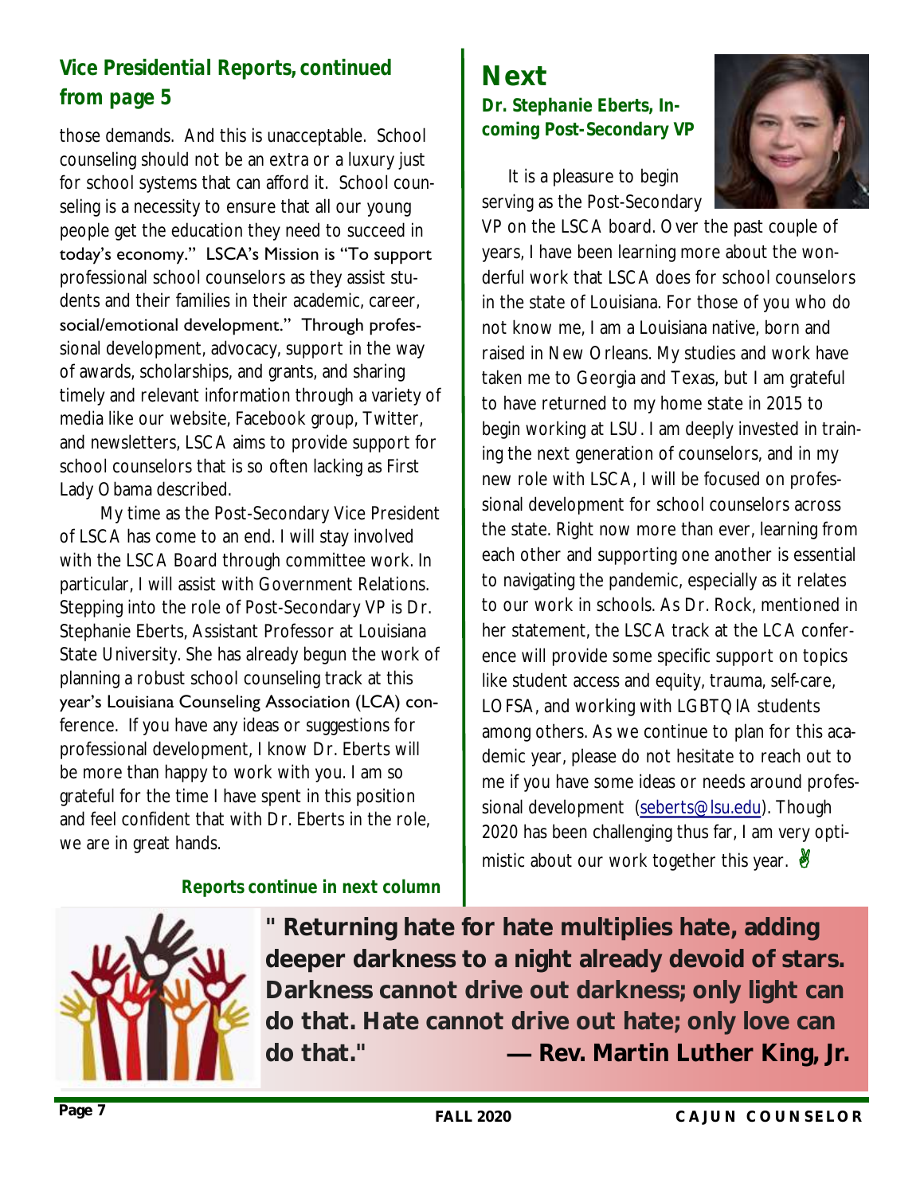## Vice Presidential Reports, continued from page 5

those demands. And this is unacceptable. School counseling should not be an extra or a luxury just for school systems that can afford it. School counseling is a necessity to ensure that all our young people get the education they need to succeed in today's economy." LSCA's Mission is "To support professional school counselors as they assist students and their families in their academic, career, social/emotional development." Through professional development, advocacy, support in the way of awards, scholarships, and grants, and sharing timely and relevant information through a variety of media like our website, Facebook group, Twitter, and newsletters, LSCA aims to provide support for school counselors that is so often lacking as First Lady Obama described.

My time as the Post-Secondary Vice President of LSCA has come to an end. I will stay involved with the LSCA Board through committee work. In particular, I will assist with Government Relations. Stepping into the role of Post-Secondary VP is Dr. Stephanie Eberts, Assistant Professor at Louisiana State University. She has already begun the work of planning a robust school counseling track at this year's Louisiana Counseling Association (LCA) conference. If you have any ideas or suggestions for professional development, I know Dr. Eberts will be more than happy to work with you. I am so grateful for the time I have spent in this position and feel confident that with Dr. Eberts in the role, we are in great hands.

**Reports continue in next column**

## Next

**Dr. Stephanie Eberts, Incoming Post-Secondary VP**

It is a pleasure to begin serving as the Post-Secondary VP on the LSCA board. Over the past couple of years, I have been learning more about the wonderful work that LSCA does for school counselors in the state of Louisiana. For those of you who do not know me, I am a Louisiana native, born and raised in New Orleans. My studies and work have taken me to Georgia and Texas, but I am grateful to have returned to my home state in 2015 to begin working at LSU. I am deeply invested in training the next generation of counselors, and in my new role with LSCA, I will be focused on professional development for school counselors across the state. Right now more than ever, learning from each other and supporting one another is essential to navigating the pandemic, especially as it relates to our work in schools. As Dr. Rock, mentioned in her statement, the LSCA track at the LCA conference will provide some specific support on topics like student access and equity, trauma, self-care, LOFSA, and working with LGBTQIA students among others. As we continue to plan for this academic year, please do not hesitate to reach out to me if you have some ideas or needs around professional development (seberts@lsu.edu). Though 2020 has been challenging thus far, I am very optimistic about our work together this year. ✌

**" Returning hate for hate multiplies hate, adding deeper darkness to a night already devoid of stars. Darkness cannot drive out darkness; only light can do that. Hate cannot drive out hate; only love can do that." — Rev. Martin Luther King, Jr.**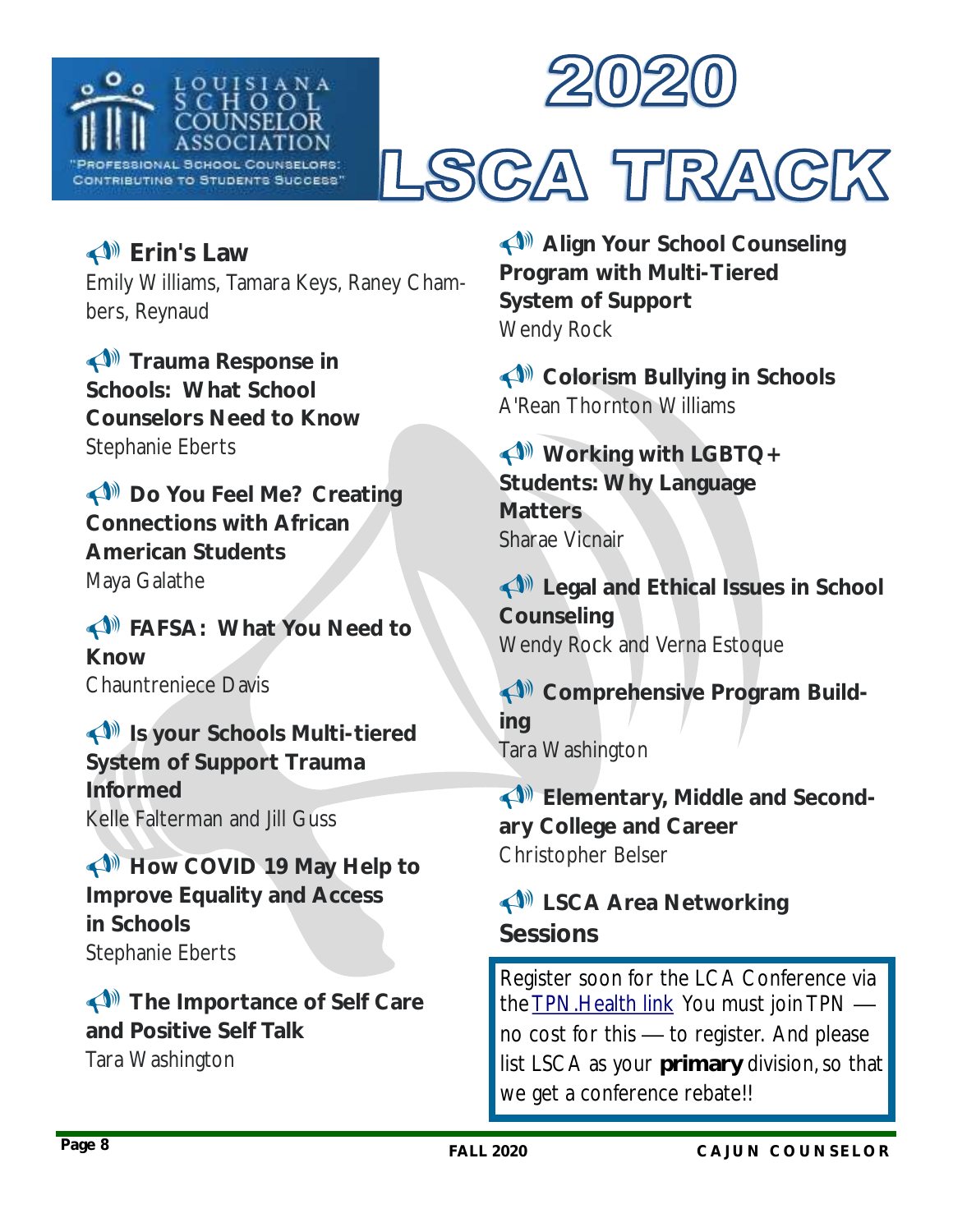Louisiana School Counselor Association

"Professional School Counselors: Contributing to Students Success"

# 2020 LSCA TRACK

**Erin's Law**
Emily Williams, Tamara Keys, Raney Chambers, Reynaud

**Trauma Response in Schools: What School Counselors Need to Know**
Stephanie Eberts

**Do You Feel Me? Creating Connections with African American Students**
Maya Galathe

**FAFSA: What You Need to Know**
Chauntreniece Davis

**Is your Schools Multi-tiered System of Support Trauma Informed**
Kelle Falterman and Jill Guss

**How COVID 19 May Help to Improve Equality and Access in Schools**
Stephanie Eberts

**The Importance of Self Care and Positive Self Talk**
Tara Washington

**Align Your School Counseling Program with Multi-Tiered System of Support**
Wendy Rock

**Colorism Bullying in Schools**
A'Rean Thornton Williams

**Working with LGBTQ+ Students: Why Language Matters**
Sharae Vicnair

**Legal and Ethical Issues in School Counseling**
Wendy Rock and Verna Estoque

**Comprehensive Program Building**
Tara Washington

**Elementary, Middle and Secondary College and Career**
Christopher Belser

**LSCA Area Networking Sessions**

Register soon for the LCA Conference via the TPN.Health link You must join TPN — no cost for this — to register. And please list LSCA as your **primary** division, so that we get a conference rebate!!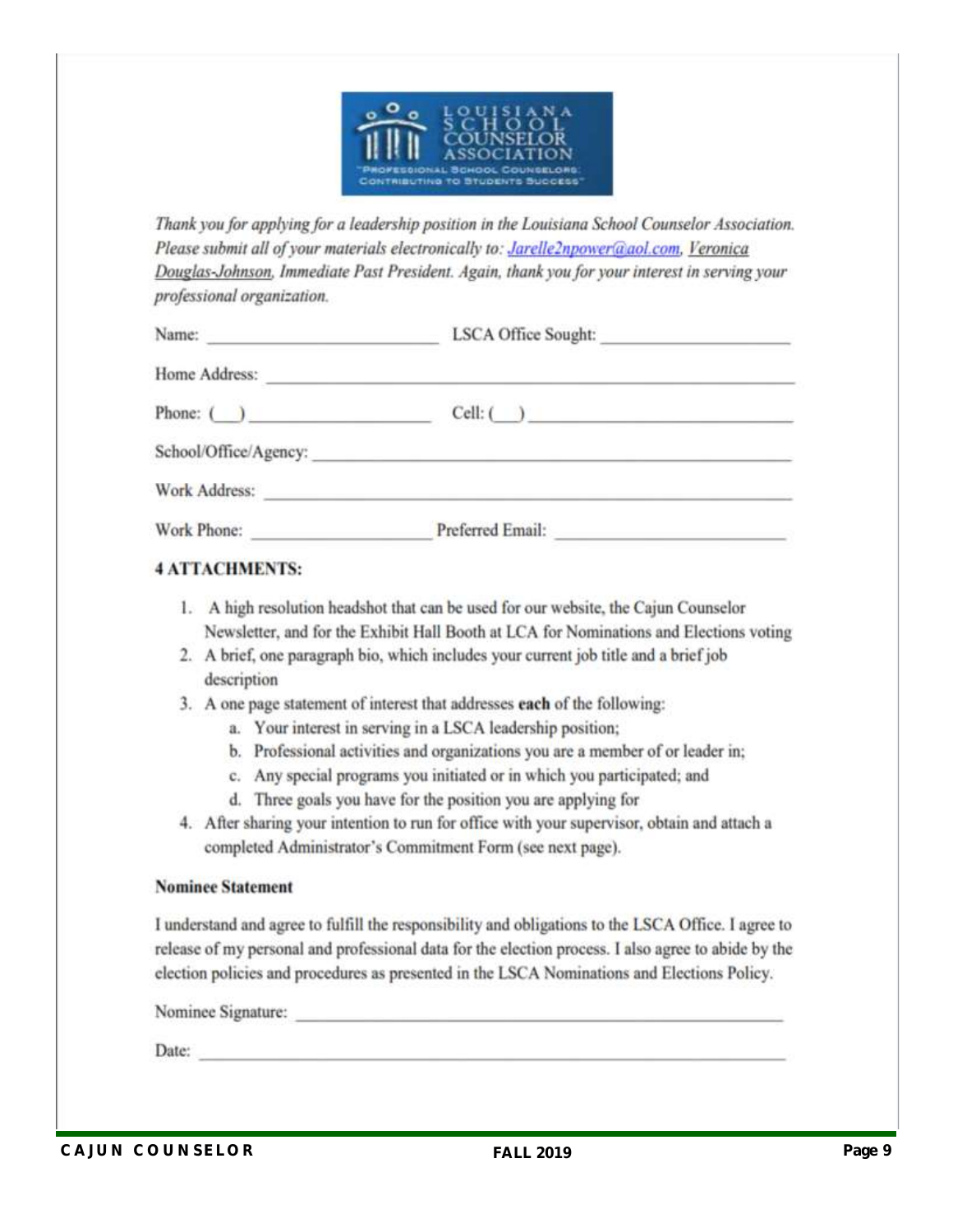LOUISIANA SCHOOL COUNSELOR ASSOCIATION

"PROFESSIONAL SCHOOL COUNSELORS: CONTRIBUTING TO STUDENTS SUCCESS"

*Thank you for applying for a leadership position in the Louisiana School Counselor Association. Please submit all of your materials electronically to: Jarelle2npower@aol.com, Veronica Douglas-Johnson, Immediate Past President. Again, thank you for your interest in serving your professional organization.*

Name: ______________________ LSCA Office Sought: ____________________

Home Address: ______________________________________________________

Phone: (\_\_) ________________ Cell: (\_\_) __________________________

School/Office/Agency: _______________________________________________

Work Address: _____________________________________________________

Work Phone: ________________ Preferred Email: _____________________

**4 ATTACHMENTS:**

1. A high resolution headshot that can be used for our website, the Cajun Counselor Newsletter, and for the Exhibit Hall Booth at LCA for Nominations and Elections voting
2. A brief, one paragraph bio, which includes your current job title and a brief job description
3. A one page statement of interest that addresses **each** of the following:
   a. Your interest in serving in a LSCA leadership position;
   b. Professional activities and organizations you are a member of or leader in;
   c. Any special programs you initiated or in which you participated; and
   d. Three goals you have for the position you are applying for
4. After sharing your intention to run for office with your supervisor, obtain and attach a completed Administrator's Commitment Form (see next page).

**Nominee Statement**

I understand and agree to fulfill the responsibility and obligations to the LSCA Office. I agree to release of my personal and professional data for the election process. I also agree to abide by the election policies and procedures as presented in the LSCA Nominations and Elections Policy.

Nominee Signature: ________________________________________________

Date: _____________________________________________________________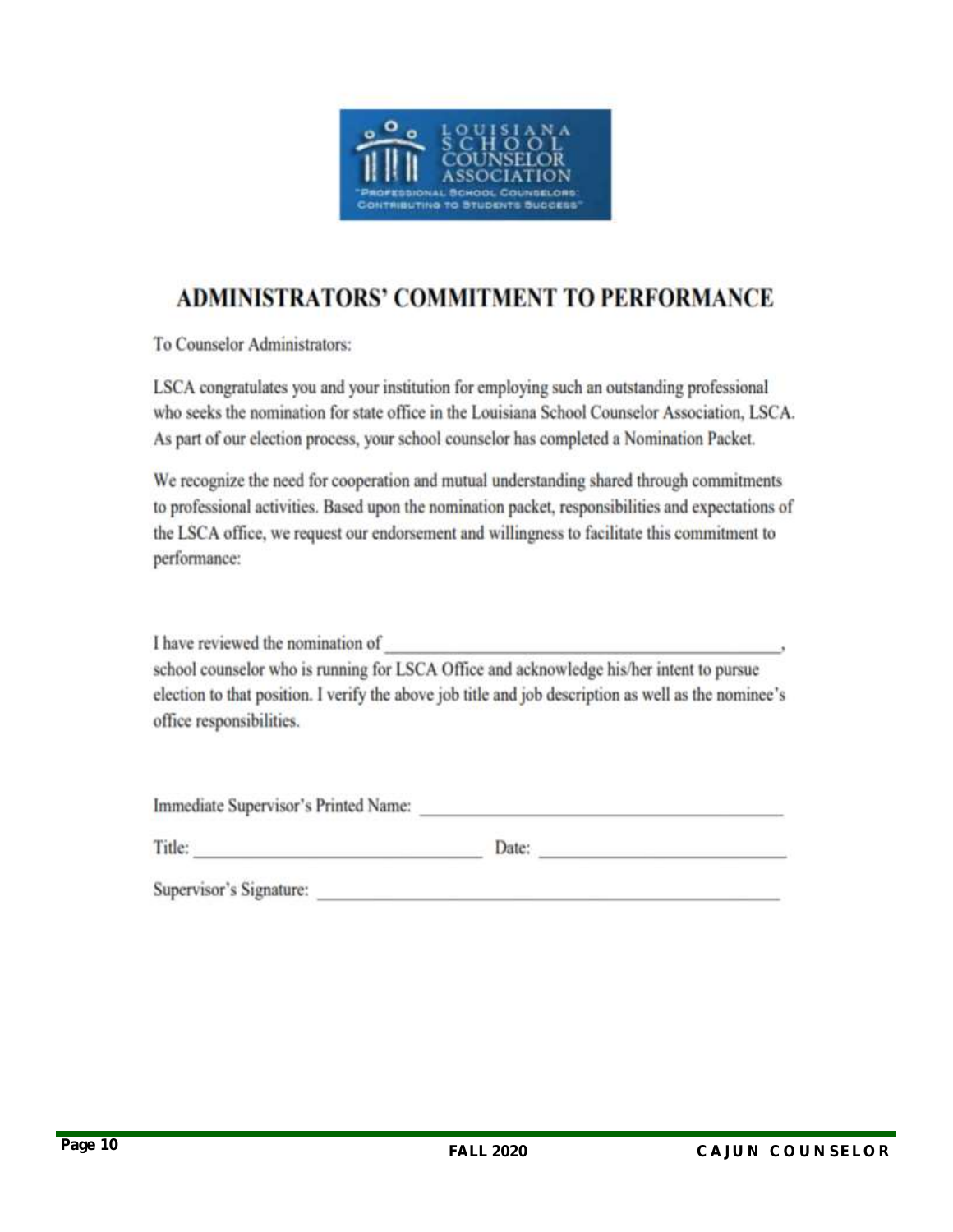# ADMINISTRATORS' COMMITMENT TO PERFORMANCE

To Counselor Administrators:

LSCA congratulates you and your institution for employing such an outstanding professional who seeks the nomination for state office in the Louisiana School Counselor Association, LSCA. As part of our election process, your school counselor has completed a Nomination Packet.

We recognize the need for cooperation and mutual understanding shared through commitments to professional activities. Based upon the nomination packet, responsibilities and expectations of the LSCA office, we request our endorsement and willingness to facilitate this commitment to performance:

I have reviewed the nomination of _____________________________________________, school counselor who is running for LSCA Office and acknowledge his/her intent to pursue election to that position. I verify the above job title and job description as well as the nominee's office responsibilities.

Immediate Supervisor's Printed Name: ________________________________________

Title: ________________________________ Date: ____________________________

Supervisor's Signature: ____________________________________________________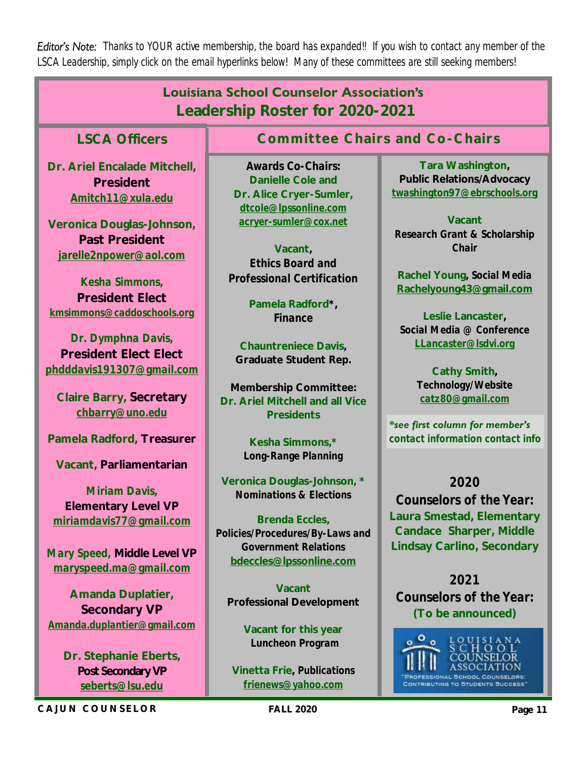*Editor's Note:* Thanks to YOUR active membership, the board has expanded!! If you wish to contact any member of the LSCA Leadership, simply click on the email hyperlinks below! Many of these committees are still seeking members!

# Louisiana School Counselor Association's Leadership Roster for 2020-2021

## LSCA Officers

**Dr. Ariel Encalade Mitchell, President**
Amitch11@xula.edu

**Veronica Douglas-Johnson, Past President**
jarelle2npower@aol.com

**Kesha Simmons, President Elect**
kmsimmons@caddoschools.org

**Dr. Dymphna Davis, President Elect Elect**
phdddavis191307@gmail.com

**Claire Barry, Secretary**
chbarry@uno.edu

**Pamela Radford, Treasurer**

**Vacant, Parliamentarian**

**Miriam Davis, Elementary Level VP**
miriamdavis77@gmail.com

**Mary Speed, Middle Level VP**
maryspeed.ma@gmail.com

**Amanda Duplatier, Secondary VP**
Amanda.duplantier@gmail.com

**Dr. Stephanie Eberts, Post Secondary VP**
seberts@lsu.edu

## Committee Chairs and Co-Chairs

**Awards Co-Chairs: Danielle Cole and Dr. Alice Cryer-Sumler,**
dtcole@lpssonline.com
acryer-sumler@cox.net

**Vacant, Ethics Board and Professional Certification**

**Pamela Radford*, Finance**

**Chauntreniece Davis, Graduate Student Rep.**

**Membership Committee: Dr. Ariel Mitchell and all Vice Presidents**

**Kesha Simmons,* Long-Range Planning**

**Veronica Douglas-Johnson, * Nominations & Elections**

**Brenda Eccles, Policies/Procedures/By-Laws and Government Relations**
bdeccles@lpssonline.com

**Vacant Professional Development**

**Vacant for this year Luncheon Program**

**Vinetta Frie, Publications**
frienews@yahoo.com

**Tara Washington, Public Relations/Advocacy**
twashington97@ebrschools.org

**Vacant Research Grant & Scholarship Chair**

**Rachel Young, Social Media**
Rachelyoung43@gmail.com

**Leslie Lancaster, Social Media @ Conference**
LLancaster@lsdvi.org

**Cathy Smith, Technology/Website**
catz80@gmail.com

*\*see first column for member's contact information contact info*

## 2020 Counselors of the Year:

**Laura Smestad, Elementary**
**Candace Sharper, Middle**
**Lindsay Carlino, Secondary**

## 2021 Counselors of the Year:

**(To be announced)**

LOUISIANA SCHOOL COUNSELOR ASSOCIATION
"PROFESSIONAL SCHOOL COUNSELORS: CONTRIBUTING TO STUDENTS SUCCESS"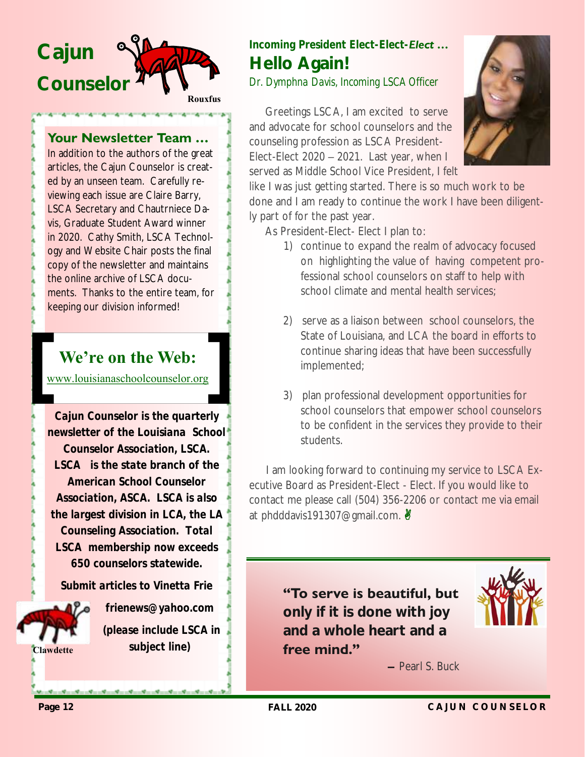# Cajun Counselor

Rouxfus

## Your Newsletter Team …

In addition to the authors of the great articles, the Cajun Counselor is created by an unseen team. Carefully reviewing each issue are Claire Barry, LSCA Secretary and Chautrniece Davis, Graduate Student Award winner in 2020. Cathy Smith, LSCA Technology and Website Chair posts the final copy of the newsletter and maintains the online archive of LSCA documents. Thanks to the entire team, for keeping our division informed!

## We're on the Web:

www.louisianaschoolcounselor.org

**Cajun Counselor is the quarterly newsletter of the Louisiana School Counselor Association, LSCA. LSCA is the state branch of the American School Counselor Association, ASCA. LSCA is also the largest division in LCA, the LA Counseling Association. Total LSCA membership now exceeds 650 counselors statewide.**

**Submit articles to Vinetta Frie**

**frienews@yahoo.com**

**(please include LSCA in subject line)**

Clawdette

**Incoming President Elect-Elect-*Elect* …**

## Hello Again!

Dr. Dymphna Davis, Incoming LSCA Officer

Greetings LSCA, I am excited to serve and advocate for school counselors and the counseling profession as LSCA President-Elect-Elect 2020 – 2021. Last year, when I served as Middle School Vice President, I felt like I was just getting started. There is so much work to be done and I am ready to continue the work I have been diligently part of for the past year.

As President-Elect- Elect I plan to:

1) continue to expand the realm of advocacy focused on highlighting the value of having competent professional school counselors on staff to help with school climate and mental health services;

2) serve as a liaison between school counselors, the State of Louisiana, and LCA the board in efforts to continue sharing ideas that have been successfully implemented;

3) plan professional development opportunities for school counselors that empower school counselors to be confident in the services they provide to their students.

I am looking forward to continuing my service to LSCA Executive Board as President-Elect - Elect. If you would like to contact me please call (504) 356-2206 or contact me via email at phdddavis191307@gmail.com.

**"To serve is beautiful, but only if it is done with joy and a whole heart and a free mind."**

— Pearl S. Buck